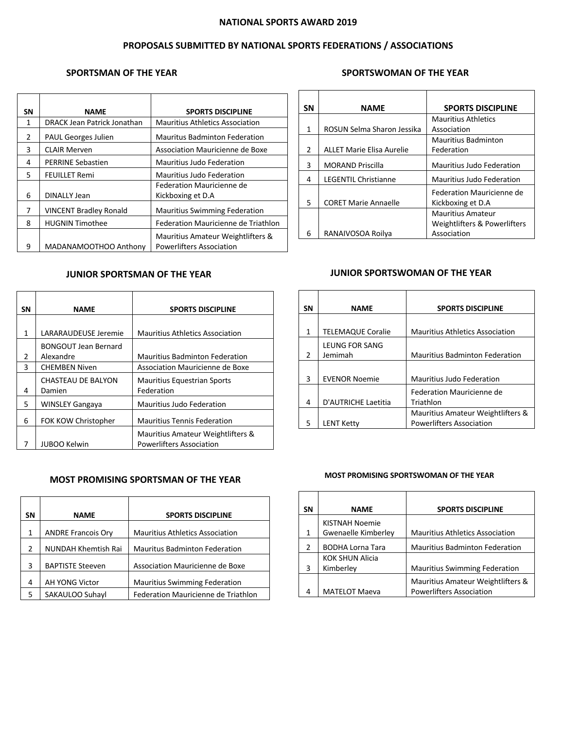# NATIONAL SPORTS AWARD 2019

## PROPOSALS SUBMITTED BY NATIONAL SPORTS FEDERATIONS / ASSOCIATIONS

### SPORTSMAN OF THE YEAR

| SN | NAME | SPORTS DISCIPLINE |
|---|---|---|
| 1 | DRACK Jean Patrick Jonathan | Mauritius Athletics Association |
| 2 | PAUL Georges Julien | Mauritus Badminton Federation |
| 3 | CLAIR Merven | Association Mauricienne de Boxe |
| 4 | PERRINE Sebastien | Mauritius Judo Federation |
| 5 | FEUILLET Remi | Mauritius Judo Federation |
| 6 | DINALLY Jean | Federation Mauricienne de Kickboxing et D.A |
| 7 | VINCENT Bradley Ronald | Mauritius Swimming Federation |
| 8 | HUGNIN Timothee | Federation Mauricienne de Triathlon |
| 9 | MADANAMOOTHOO Anthony | Mauritius Amateur Weightlifters & Powerlifters Association |

### SPORTSWOMAN OF THE YEAR

| SN | NAME | SPORTS DISCIPLINE |
|---|---|---|
| 1 | ROSUN Selma Sharon Jessika | Mauritius Athletics Association |
| 2 | ALLET Marie Elisa Aurelie | Mauritius Badminton Federation |
| 3 | MORAND Priscilla | Mauritius Judo Federation |
| 4 | LEGENTIL Christianne | Mauritius Judo Federation |
| 5 | CORET Marie Annaelle | Federation Mauricienne de Kickboxing et D.A |
| 6 | RANAIVOSOA Roilya | Mauritius Amateur Weightlifters & Powerlifters Association |

### JUNIOR SPORTSMAN OF THE YEAR

| SN | NAME | SPORTS DISCIPLINE |
|---|---|---|
| 1 | LARARAUDEUSE Jeremie | Mauritius Athletics Association |
| 2 | BONGOUT Jean Bernard Alexandre | Mauritius Badminton Federation |
| 3 | CHEMBEN Niven | Association Mauricienne de Boxe |
| 4 | CHASTEAU DE BALYON Damien | Mauritius Equestrian Sports Federation |
| 5 | WINSLEY Gangaya | Mauritius Judo Federation |
| 6 | FOK KOW Christopher | Mauritius Tennis Federation |
| 7 | JUBOO Kelwin | Mauritius Amateur Weightlifters & Powerlifters Association |

### JUNIOR SPORTSWOMAN OF THE YEAR

| SN | NAME | SPORTS DISCIPLINE |
|---|---|---|
| 1 | TELEMAQUE Coralie | Mauritius Athletics Association |
| 2 | LEUNG FOR SANG Jemimah | Mauritius Badminton Federation |
| 3 | EVENOR Noemie | Mauritius Judo Federation |
| 4 | D'AUTRICHE Laetitia | Federation Mauricienne de Triathlon |
| 5 | LENT Ketty | Mauritius Amateur Weightlifters & Powerlifters Association |

### MOST PROMISING SPORTSMAN OF THE YEAR

| SN | NAME | SPORTS DISCIPLINE |
|---|---|---|
| 1 | ANDRE Francois Ory | Mauritius Athletics Association |
| 2 | NUNDAH Khemtish Rai | Mauritus Badminton Federation |
| 3 | BAPTISTE Steeven | Association Mauricienne de Boxe |
| 4 | AH YONG Victor | Mauritius Swimming Federation |
| 5 | SAKAULOO Suhayl | Federation Mauricienne de Triathlon |

### MOST PROMISING SPORTSWOMAN OF THE YEAR

| SN | NAME | SPORTS DISCIPLINE |
|---|---|---|
| 1 | KISTNAH Noemie Gwenaelle Kimberley | Mauritius Athletics Association |
| 2 | BODHA Lorna Tara | Mauritius Badminton Federation |
| 3 | KOK SHUN Alicia Kimberley | Mauritius Swimming Federation |
| 4 | MATELOT Maeva | Mauritius Amateur Weightlifters & Powerlifters Association |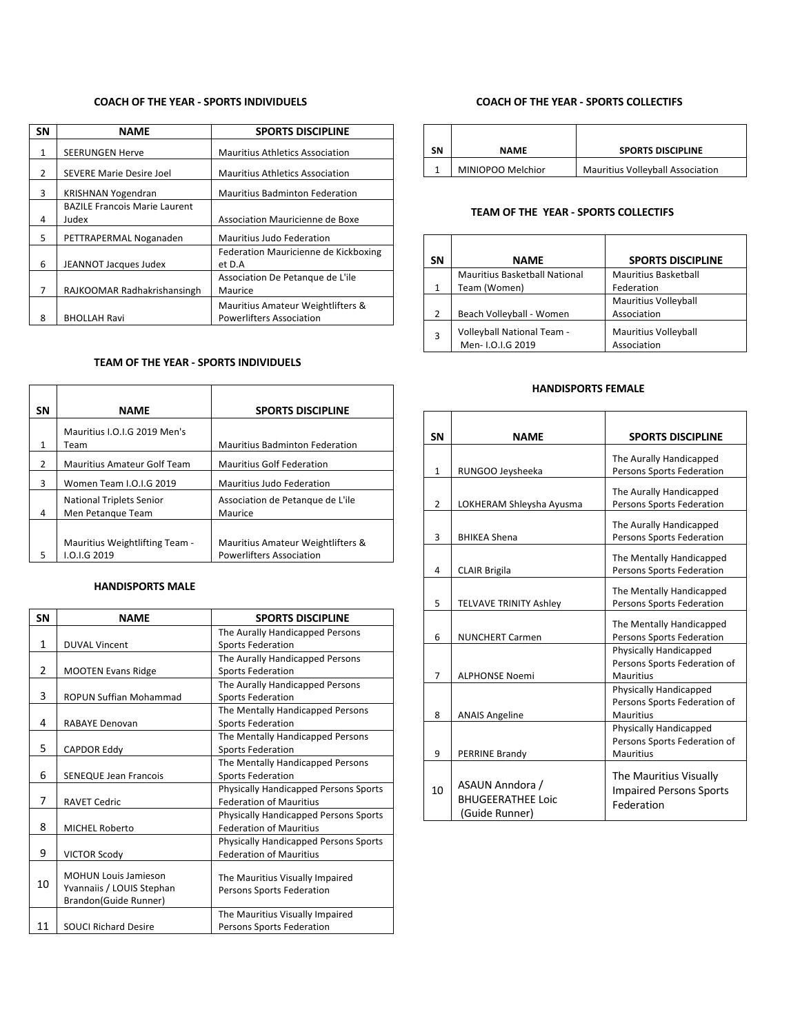### COACH OF THE YEAR - SPORTS INDIVIDUELS

| SN | NAME | SPORTS DISCIPLINE |
|---|---|---|
| 1 | SEERUNGEN Herve | Mauritius Athletics Association |
| 2 | SEVERE Marie Desire Joel | Mauritius Athletics Association |
| 3 | KRISHNAN Yogendran | Mauritius Badminton Federation |
| 4 | BAZILE Francois Marie Laurent Judex | Association Mauricienne de Boxe |
| 5 | PETTRAPERMAL Noganaden | Mauritius Judo Federation |
| 6 | JEANNOT Jacques Judex | Federation Mauricienne de Kickboxing et D.A |
| 7 | RAJKOOMAR Radhakrishansingh | Association De Petanque de L'ile Maurice |
| 8 | BHOLLAH Ravi | Mauritius Amateur Weightlifters & Powerlifters Association |

### TEAM OF THE YEAR - SPORTS INDIVIDUELS

| SN | NAME | SPORTS DISCIPLINE |
|---|---|---|
| 1 | Mauritius I.O.I.G 2019 Men's Team | Mauritius Badminton Federation |
| 2 | Mauritius Amateur Golf Team | Mauritius Golf Federation |
| 3 | Women Team I.O.I.G 2019 | Mauritius Judo Federation |
| 4 | National Triplets Senior Men Petanque Team | Association de Petanque de L'ile Maurice |
| 5 | Mauritius Weightlifting Team - I.O.I.G 2019 | Mauritius Amateur Weightlifters & Powerlifters Association |

### HANDISPORTS MALE

| SN | NAME | SPORTS DISCIPLINE |
|---|---|---|
| 1 | DUVAL Vincent | The Aurally Handicapped Persons Sports Federation |
| 2 | MOOTEN Evans Ridge | The Aurally Handicapped Persons Sports Federation |
| 3 | ROPUN Suffian Mohammad | The Aurally Handicapped Persons Sports Federation |
| 4 | RABAYE Denovan | The Mentally Handicapped Persons Sports Federation |
| 5 | CAPDOR Eddy | The Mentally Handicapped Persons Sports Federation |
| 6 | SENEQUE Jean Francois | The Mentally Handicapped Persons Sports Federation |
| 7 | RAVET Cedric | Physically Handicapped Persons Sports Federation of Mauritius |
| 8 | MICHEL Roberto | Physically Handicapped Persons Sports Federation of Mauritius |
| 9 | VICTOR Scody | Physically Handicapped Persons Sports Federation of Mauritius |
| 10 | MOHUN Louis Jamieson Yvannaiis / LOUIS Stephan Brandon(Guide Runner) | The Mauritius Visually Impaired Persons Sports Federation |
| 11 | SOUCI Richard Desire | The Mauritius Visually Impaired Persons Sports Federation |

### COACH OF THE YEAR - SPORTS COLLECTIFS

| SN | NAME | SPORTS DISCIPLINE |
|---|---|---|
| 1 | MINIOPOO Melchior | Mauritius Volleyball Association |

### TEAM OF THE YEAR - SPORTS COLLECTIFS

| SN | NAME | SPORTS DISCIPLINE |
|---|---|---|
| 1 | Mauritius Basketball National Team (Women) | Mauritius Basketball Federation |
| 2 | Beach Volleyball - Women | Mauritius Volleyball Association |
| 3 | Volleyball National Team - Men- I.O.I.G 2019 | Mauritius Volleyball Association |

### HANDISPORTS FEMALE

| SN | NAME | SPORTS DISCIPLINE |
|---|---|---|
| 1 | RUNGOO Jeysheeka | The Aurally Handicapped Persons Sports Federation |
| 2 | LOKHERAM Shleysha Ayusma | The Aurally Handicapped Persons Sports Federation |
| 3 | BHIKEA Shena | The Aurally Handicapped Persons Sports Federation |
| 4 | CLAIR Brigila | The Mentally Handicapped Persons Sports Federation |
| 5 | TELVAVE TRINITY Ashley | The Mentally Handicapped Persons Sports Federation |
| 6 | NUNCHERT Carmen | The Mentally Handicapped Persons Sports Federation |
| 7 | ALPHONSE Noemi | Physically Handicapped Persons Sports Federation of Mauritius |
| 8 | ANAIS Angeline | Physically Handicapped Persons Sports Federation of Mauritius |
| 9 | PERRINE Brandy | Physically Handicapped Persons Sports Federation of Mauritius |
| 10 | ASAUN Anndora / BHUGEERATHEE Loic (Guide Runner) | The Mauritius Visually Impaired Persons Sports Federation |